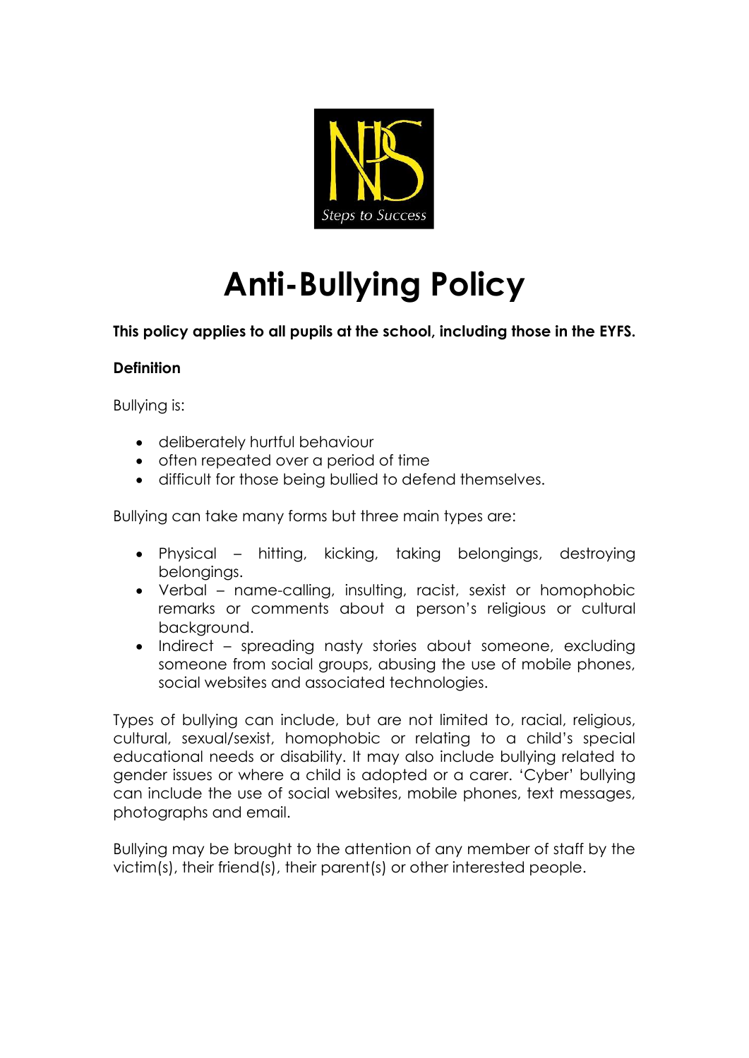# Anti-Bullying Policy

**This policy applies to all pupils at the school, including those in the EYFS.**

**Definition**

Bullying is:

- deliberately hurtful behaviour
- often repeated over a period of time
- difficult for those being bullied to defend themselves.

Bullying can take many forms but three main types are:

- Physical – hitting, kicking, taking belongings, destroying belongings.
- Verbal – name-calling, insulting, racist, sexist or homophobic remarks or comments about a person's religious or cultural background.
- Indirect – spreading nasty stories about someone, excluding someone from social groups, abusing the use of mobile phones, social websites and associated technologies.

Types of bullying can include, but are not limited to, racial, religious, cultural, sexual/sexist, homophobic or relating to a child's special educational needs or disability. It may also include bullying related to gender issues or where a child is adopted or a carer. 'Cyber' bullying can include the use of social websites, mobile phones, text messages, photographs and email.

Bullying may be brought to the attention of any member of staff by the victim(s), their friend(s), their parent(s) or other interested people.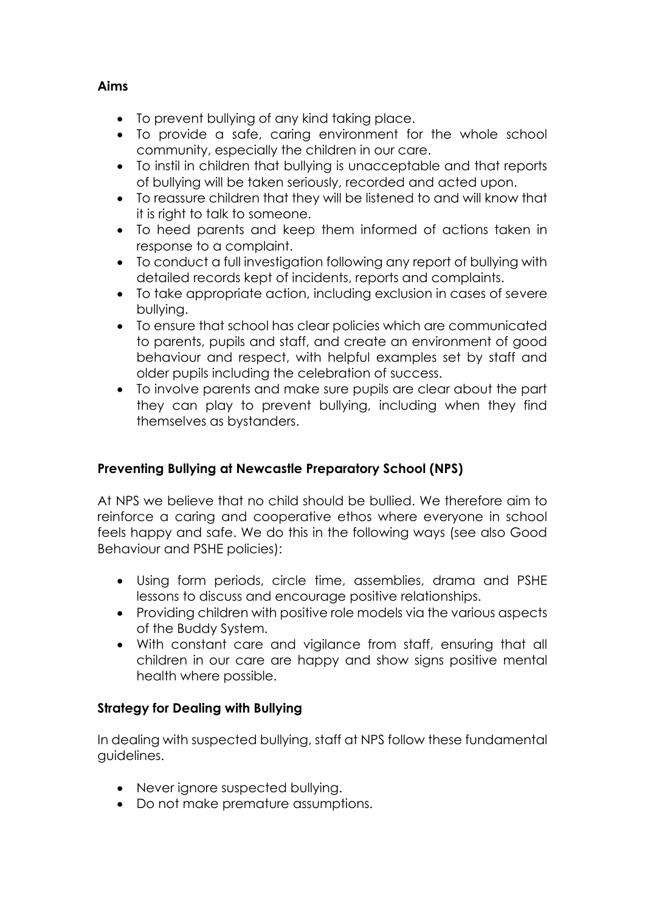**Aims**

- To prevent bullying of any kind taking place.
- To provide a safe, caring environment for the whole school community, especially the children in our care.
- To instil in children that bullying is unacceptable and that reports of bullying will be taken seriously, recorded and acted upon.
- To reassure children that they will be listened to and will know that it is right to talk to someone.
- To heed parents and keep them informed of actions taken in response to a complaint.
- To conduct a full investigation following any report of bullying with detailed records kept of incidents, reports and complaints.
- To take appropriate action, including exclusion in cases of severe bullying.
- To ensure that school has clear policies which are communicated to parents, pupils and staff, and create an environment of good behaviour and respect, with helpful examples set by staff and older pupils including the celebration of success.
- To involve parents and make sure pupils are clear about the part they can play to prevent bullying, including when they find themselves as bystanders.

**Preventing Bullying at Newcastle Preparatory School (NPS)**

At NPS we believe that no child should be bullied. We therefore aim to reinforce a caring and cooperative ethos where everyone in school feels happy and safe. We do this in the following ways (see also Good Behaviour and PSHE policies):

- Using form periods, circle time, assemblies, drama and PSHE lessons to discuss and encourage positive relationships.
- Providing children with positive role models via the various aspects of the Buddy System.
- With constant care and vigilance from staff, ensuring that all children in our care are happy and show signs positive mental health where possible.

**Strategy for Dealing with Bullying**

In dealing with suspected bullying, staff at NPS follow these fundamental guidelines.

- Never ignore suspected bullying.
- Do not make premature assumptions.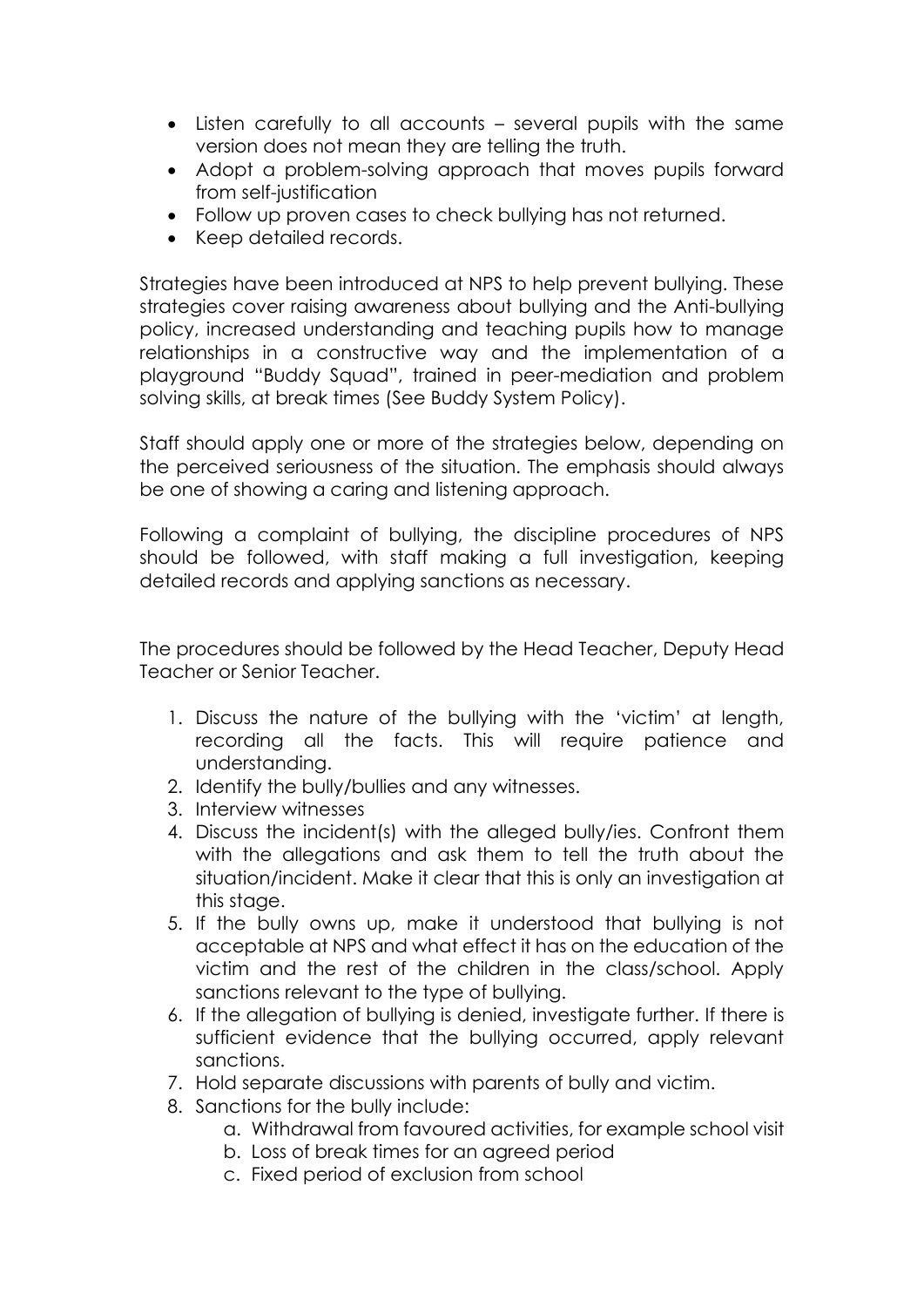- Listen carefully to all accounts – several pupils with the same version does not mean they are telling the truth.
- Adopt a problem-solving approach that moves pupils forward from self-justification
- Follow up proven cases to check bullying has not returned.
- Keep detailed records.

Strategies have been introduced at NPS to help prevent bullying. These strategies cover raising awareness about bullying and the Anti-bullying policy, increased understanding and teaching pupils how to manage relationships in a constructive way and the implementation of a playground "Buddy Squad", trained in peer-mediation and problem solving skills, at break times (See Buddy System Policy).

Staff should apply one or more of the strategies below, depending on the perceived seriousness of the situation. The emphasis should always be one of showing a caring and listening approach.

Following a complaint of bullying, the discipline procedures of NPS should be followed, with staff making a full investigation, keeping detailed records and applying sanctions as necessary.

The procedures should be followed by the Head Teacher, Deputy Head Teacher or Senior Teacher.

1. Discuss the nature of the bullying with the 'victim' at length, recording all the facts. This will require patience and understanding.
2. Identify the bully/bullies and any witnesses.
3. Interview witnesses
4. Discuss the incident(s) with the alleged bully/ies. Confront them with the allegations and ask them to tell the truth about the situation/incident. Make it clear that this is only an investigation at this stage.
5. If the bully owns up, make it understood that bullying is not acceptable at NPS and what effect it has on the education of the victim and the rest of the children in the class/school. Apply sanctions relevant to the type of bullying.
6. If the allegation of bullying is denied, investigate further. If there is sufficient evidence that the bullying occurred, apply relevant sanctions.
7. Hold separate discussions with parents of bully and victim.
8. Sanctions for the bully include:
   a. Withdrawal from favoured activities, for example school visit
   b. Loss of break times for an agreed period
   c. Fixed period of exclusion from school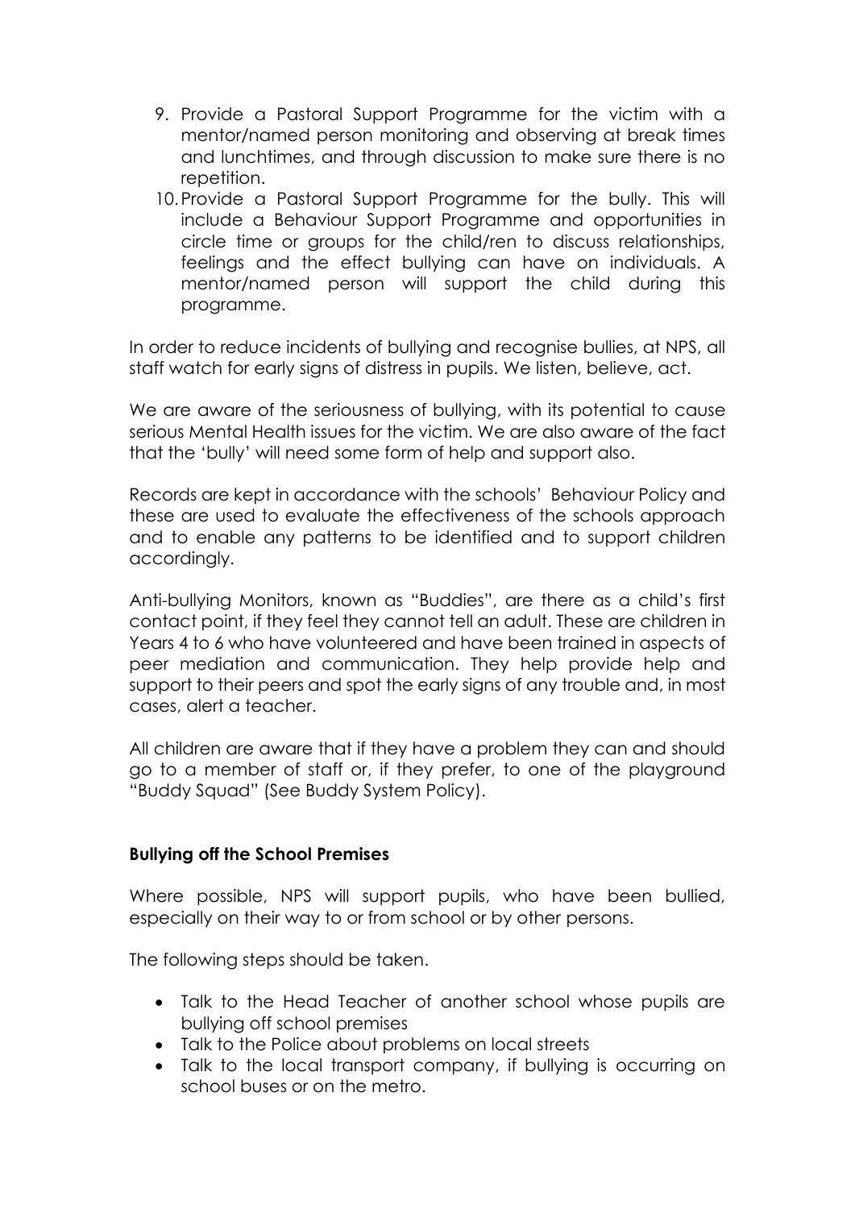9. Provide a Pastoral Support Programme for the victim with a mentor/named person monitoring and observing at break times and lunchtimes, and through discussion to make sure there is no repetition.
10. Provide a Pastoral Support Programme for the bully. This will include a Behaviour Support Programme and opportunities in circle time or groups for the child/ren to discuss relationships, feelings and the effect bullying can have on individuals. A mentor/named person will support the child during this programme.

In order to reduce incidents of bullying and recognise bullies, at NPS, all staff watch for early signs of distress in pupils. We listen, believe, act.

We are aware of the seriousness of bullying, with its potential to cause serious Mental Health issues for the victim. We are also aware of the fact that the 'bully' will need some form of help and support also.

Records are kept in accordance with the schools' Behaviour Policy and these are used to evaluate the effectiveness of the schools approach and to enable any patterns to be identified and to support children accordingly.

Anti-bullying Monitors, known as "Buddies", are there as a child's first contact point, if they feel they cannot tell an adult. These are children in Years 4 to 6 who have volunteered and have been trained in aspects of peer mediation and communication. They help provide help and support to their peers and spot the early signs of any trouble and, in most cases, alert a teacher.

All children are aware that if they have a problem they can and should go to a member of staff or, if they prefer, to one of the playground "Buddy Squad" (See Buddy System Policy).

**Bullying off the School Premises**

Where possible, NPS will support pupils, who have been bullied, especially on their way to or from school or by other persons.

The following steps should be taken.

- Talk to the Head Teacher of another school whose pupils are bullying off school premises
- Talk to the Police about problems on local streets
- Talk to the local transport company, if bullying is occurring on school buses or on the metro.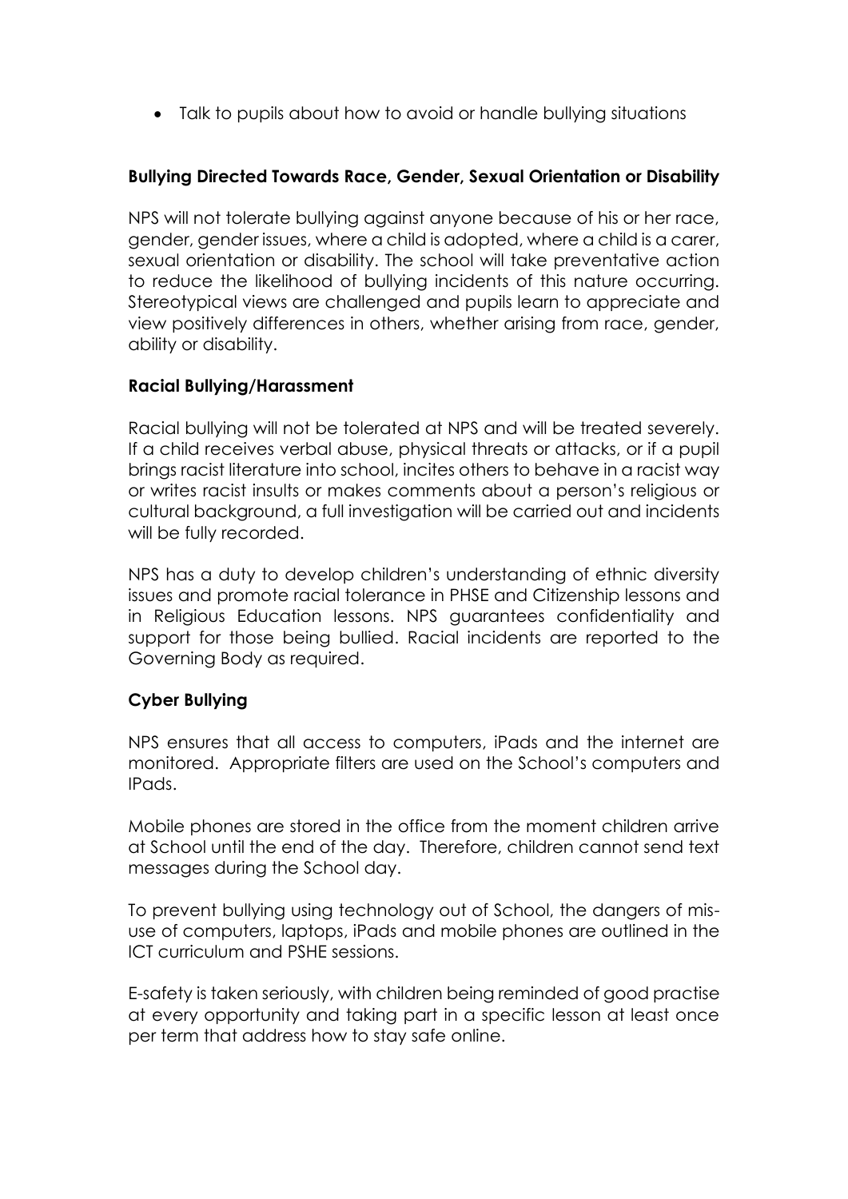- Talk to pupils about how to avoid or handle bullying situations

**Bullying Directed Towards Race, Gender, Sexual Orientation or Disability**

NPS will not tolerate bullying against anyone because of his or her race, gender, gender issues, where a child is adopted, where a child is a carer, sexual orientation or disability. The school will take preventative action to reduce the likelihood of bullying incidents of this nature occurring. Stereotypical views are challenged and pupils learn to appreciate and view positively differences in others, whether arising from race, gender, ability or disability.

**Racial Bullying/Harassment**

Racial bullying will not be tolerated at NPS and will be treated severely. If a child receives verbal abuse, physical threats or attacks, or if a pupil brings racist literature into school, incites others to behave in a racist way or writes racist insults or makes comments about a person's religious or cultural background, a full investigation will be carried out and incidents will be fully recorded.

NPS has a duty to develop children's understanding of ethnic diversity issues and promote racial tolerance in PHSE and Citizenship lessons and in Religious Education lessons. NPS guarantees confidentiality and support for those being bullied. Racial incidents are reported to the Governing Body as required.

**Cyber Bullying**

NPS ensures that all access to computers, iPads and the internet are monitored. Appropriate filters are used on the School's computers and IPads.

Mobile phones are stored in the office from the moment children arrive at School until the end of the day. Therefore, children cannot send text messages during the School day.

To prevent bullying using technology out of School, the dangers of mis-use of computers, laptops, iPads and mobile phones are outlined in the ICT curriculum and PSHE sessions.

E-safety is taken seriously, with children being reminded of good practise at every opportunity and taking part in a specific lesson at least once per term that address how to stay safe online.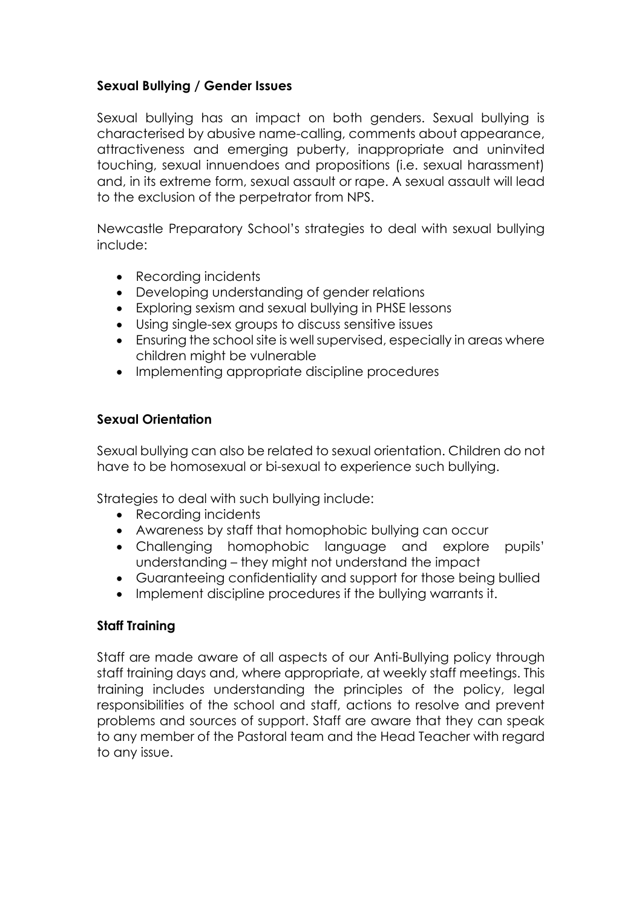**Sexual Bullying / Gender Issues**

Sexual bullying has an impact on both genders. Sexual bullying is characterised by abusive name-calling, comments about appearance, attractiveness and emerging puberty, inappropriate and uninvited touching, sexual innuendoes and propositions (i.e. sexual harassment) and, in its extreme form, sexual assault or rape. A sexual assault will lead to the exclusion of the perpetrator from NPS.

Newcastle Preparatory School's strategies to deal with sexual bullying include:

- Recording incidents
- Developing understanding of gender relations
- Exploring sexism and sexual bullying in PHSE lessons
- Using single-sex groups to discuss sensitive issues
- Ensuring the school site is well supervised, especially in areas where children might be vulnerable
- Implementing appropriate discipline procedures

**Sexual Orientation**

Sexual bullying can also be related to sexual orientation. Children do not have to be homosexual or bi-sexual to experience such bullying.

Strategies to deal with such bullying include:

- Recording incidents
- Awareness by staff that homophobic bullying can occur
- Challenging homophobic language and explore pupils' understanding – they might not understand the impact
- Guaranteeing confidentiality and support for those being bullied
- Implement discipline procedures if the bullying warrants it.

**Staff Training**

Staff are made aware of all aspects of our Anti-Bullying policy through staff training days and, where appropriate, at weekly staff meetings. This training includes understanding the principles of the policy, legal responsibilities of the school and staff, actions to resolve and prevent problems and sources of support. Staff are aware that they can speak to any member of the Pastoral team and the Head Teacher with regard to any issue.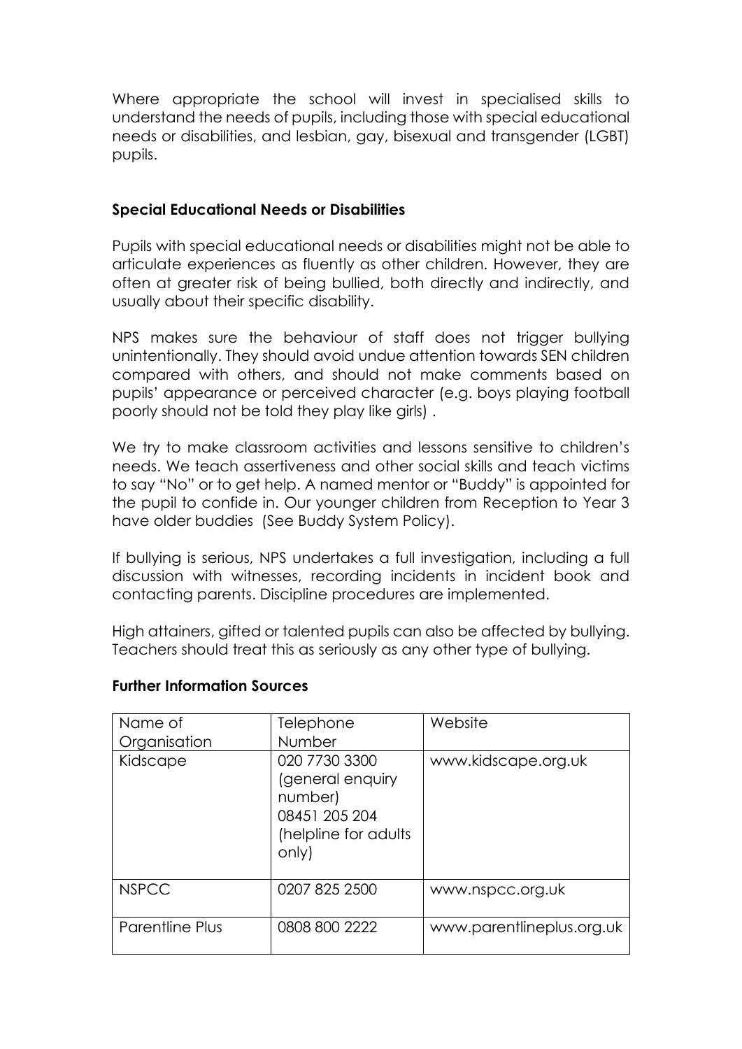Where appropriate the school will invest in specialised skills to understand the needs of pupils, including those with special educational needs or disabilities, and lesbian, gay, bisexual and transgender (LGBT) pupils.

### Special Educational Needs or Disabilities

Pupils with special educational needs or disabilities might not be able to articulate experiences as fluently as other children. However, they are often at greater risk of being bullied, both directly and indirectly, and usually about their specific disability.

NPS makes sure the behaviour of staff does not trigger bullying unintentionally. They should avoid undue attention towards SEN children compared with others, and should not make comments based on pupils' appearance or perceived character (e.g. boys playing football poorly should not be told they play like girls) .

We try to make classroom activities and lessons sensitive to children's needs. We teach assertiveness and other social skills and teach victims to say "No" or to get help. A named mentor or "Buddy" is appointed for the pupil to confide in. Our younger children from Reception to Year 3 have older buddies (See Buddy System Policy).

If bullying is serious, NPS undertakes a full investigation, including a full discussion with witnesses, recording incidents in incident book and contacting parents. Discipline procedures are implemented.

High attainers, gifted or talented pupils can also be affected by bullying. Teachers should treat this as seriously as any other type of bullying.

### Further Information Sources

| Name of Organisation | Telephone Number | Website |
|---|---|---|
| Kidscape | 020 7730 3300 (general enquiry number) 08451 205 204 (helpline for adults only) | www.kidscape.org.uk |
| NSPCC | 0207 825 2500 | www.nspcc.org.uk |
| Parentline Plus | 0808 800 2222 | www.parentlineplus.org.uk |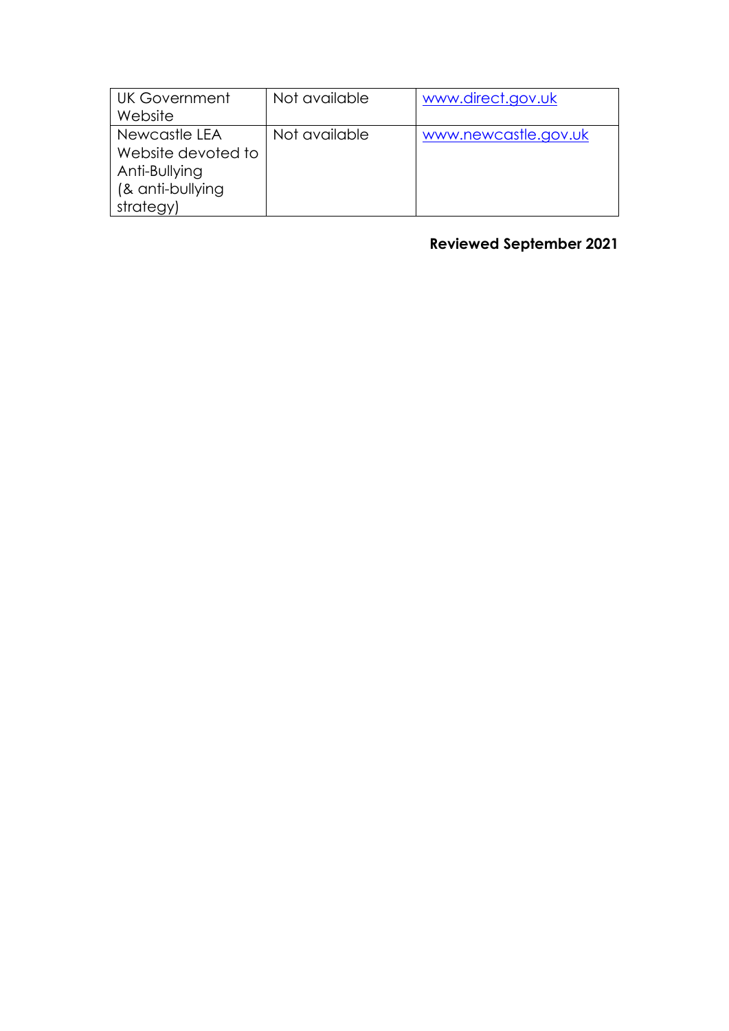| | | |
|---|---|---|
| UK Government Website | Not available | www.direct.gov.uk |
| Newcastle LEA Website devoted to Anti-Bullying (& anti-bullying strategy) | Not available | www.newcastle.gov.uk |

**Reviewed September 2021**